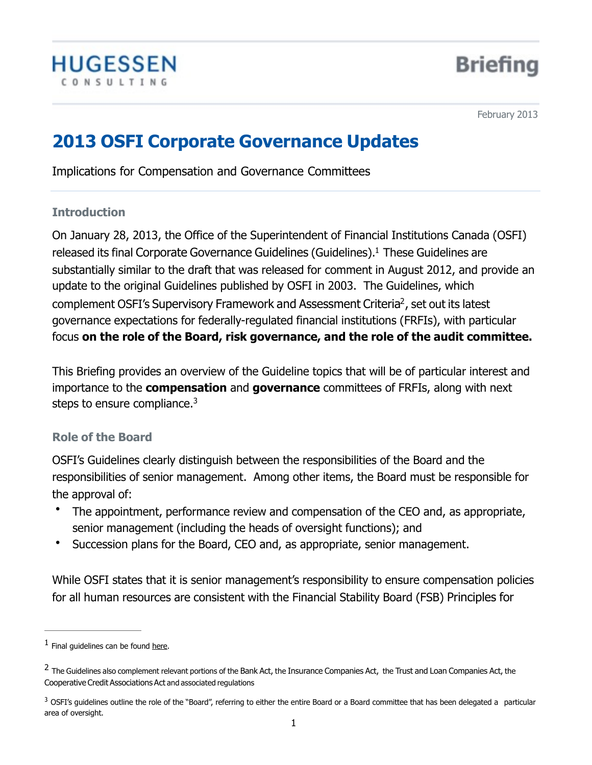HUGESSEN CONSULTING

Briefing

February 2013

# 2013 OSFI Corporate Governance Updates

Implications for Compensation and Governance Committees

## Introduction

On January 28, 2013, the Office of the Superintendent of Financial Institutions Canada (OSFI) released its final Corporate Governance Guidelines (Guidelines).[1] These Guidelines are substantially similar to the draft that was released for comment in August 2012, and provide an update to the original Guidelines published by OSFI in 2003. The Guidelines, which complement OSFI's Supervisory Framework and Assessment Criteria[2], set out its latest governance expectations for federally-regulated financial institutions (FRFIs), with particular focus **on the role of the Board, risk governance, and the role of the audit committee.**

This Briefing provides an overview of the Guideline topics that will be of particular interest and importance to the **compensation** and **governance** committees of FRFIs, along with next steps to ensure compliance.[3]

## Role of the Board

OSFI's Guidelines clearly distinguish between the responsibilities of the Board and the responsibilities of senior management. Among other items, the Board must be responsible for the approval of:

- The appointment, performance review and compensation of the CEO and, as appropriate, senior management (including the heads of oversight functions); and
- Succession plans for the Board, CEO and, as appropriate, senior management.

While OSFI states that it is senior management's responsibility to ensure compensation policies for all human resources are consistent with the Financial Stability Board (FSB) Principles for

---

[1] Final guidelines can be found here.

[2] The Guidelines also complement relevant portions of the Bank Act, the Insurance Companies Act, the Trust and Loan Companies Act, the Cooperative Credit Associations Act and associated regulations

[3] OSFI's guidelines outline the role of the "Board", referring to either the entire Board or a Board committee that has been delegated a particular area of oversight.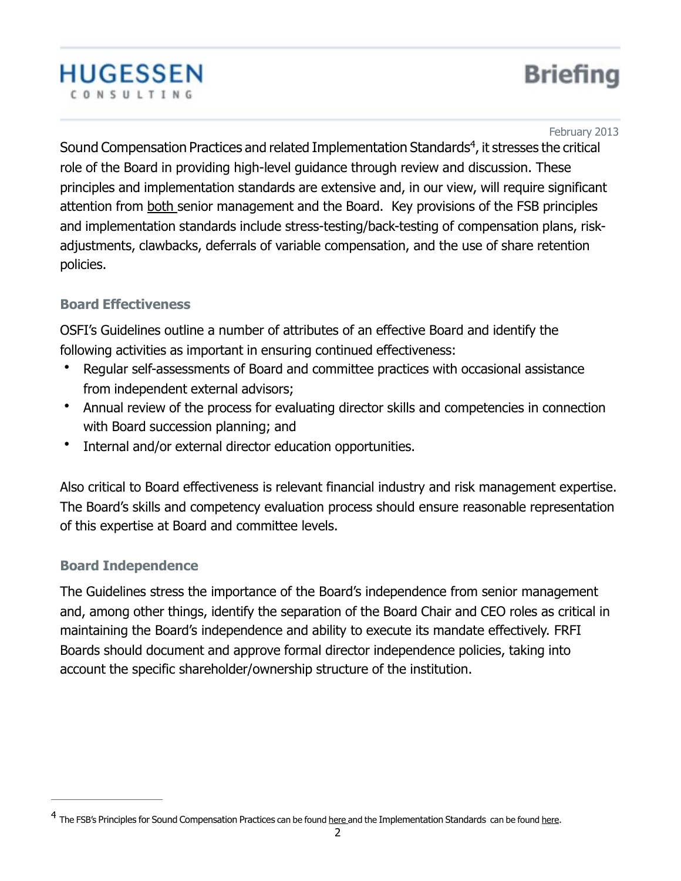Sound Compensation Practices and related Implementation Standards[4], it stresses the critical role of the Board in providing high-level guidance through review and discussion. These principles and implementation standards are extensive and, in our view, will require significant attention from both senior management and the Board. Key provisions of the FSB principles and implementation standards include stress-testing/back-testing of compensation plans, risk-adjustments, clawbacks, deferrals of variable compensation, and the use of share retention policies.

### Board Effectiveness

OSFI's Guidelines outline a number of attributes of an effective Board and identify the following activities as important in ensuring continued effectiveness:

- Regular self-assessments of Board and committee practices with occasional assistance from independent external advisors;
- Annual review of the process for evaluating director skills and competencies in connection with Board succession planning; and
- Internal and/or external director education opportunities.

Also critical to Board effectiveness is relevant financial industry and risk management expertise. The Board's skills and competency evaluation process should ensure reasonable representation of this expertise at Board and committee levels.

### Board Independence

The Guidelines stress the importance of the Board's independence from senior management and, among other things, identify the separation of the Board Chair and CEO roles as critical in maintaining the Board's independence and ability to execute its mandate effectively. FRFI Boards should document and approve formal director independence policies, taking into account the specific shareholder/ownership structure of the institution.

---

[4] The FSB's Principles for Sound Compensation Practices can be found here and the Implementation Standards can be found here.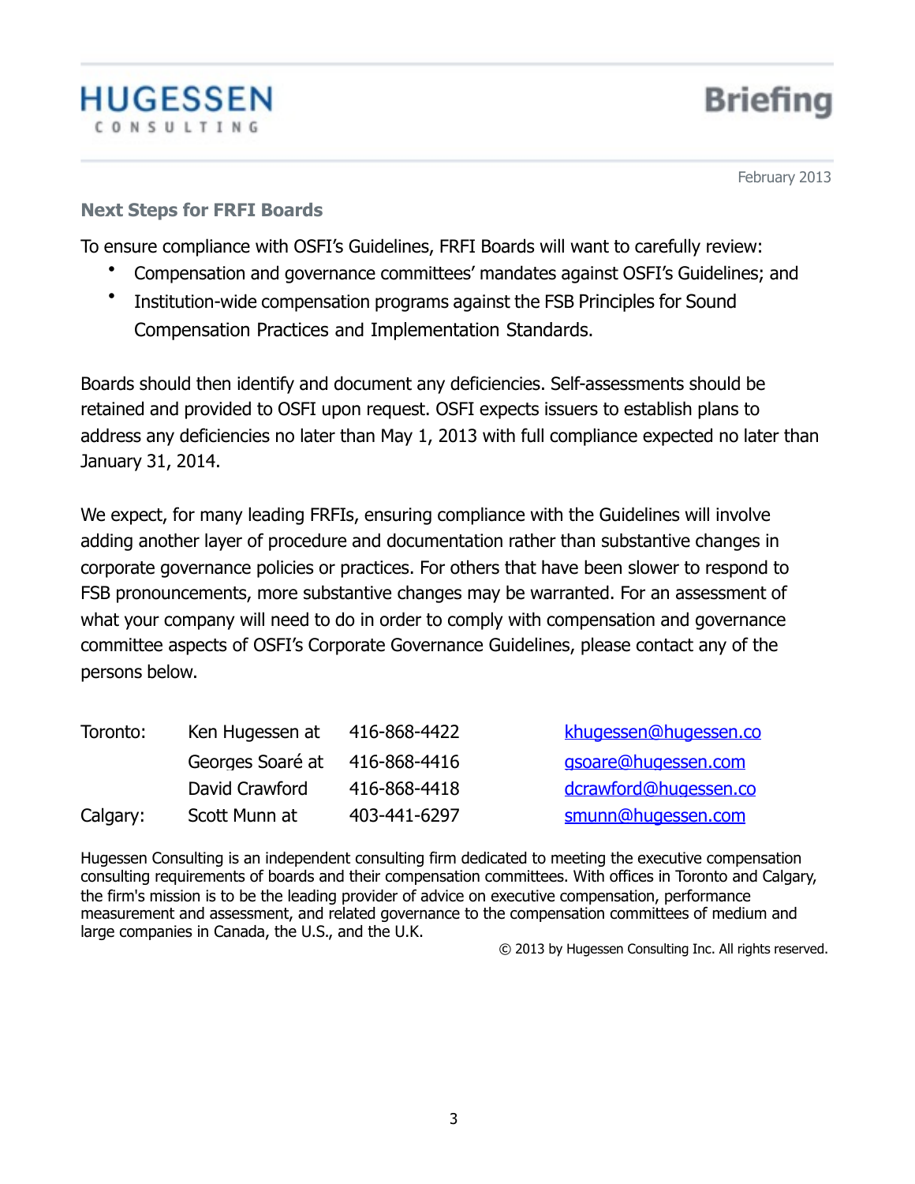HUGESSEN CONSULTING

**Briefing**

February 2013

### Next Steps for FRFI Boards

To ensure compliance with OSFI's Guidelines, FRFI Boards will want to carefully review:

- Compensation and governance committees' mandates against OSFI's Guidelines; and
- Institution-wide compensation programs against the FSB Principles for Sound Compensation Practices and Implementation Standards.

Boards should then identify and document any deficiencies. Self-assessments should be retained and provided to OSFI upon request. OSFI expects issuers to establish plans to address any deficiencies no later than May 1, 2013 with full compliance expected no later than January 31, 2014.

We expect, for many leading FRFIs, ensuring compliance with the Guidelines will involve adding another layer of procedure and documentation rather than substantive changes in corporate governance policies or practices. For others that have been slower to respond to FSB pronouncements, more substantive changes may be warranted. For an assessment of what your company will need to do in order to comply with compensation and governance committee aspects of OSFI's Corporate Governance Guidelines, please contact any of the persons below.

| | | | |
|---|---|---|---|
| Toronto: | Ken Hugessen at | 416-868-4422 | khugessen@hugessen.co |
| | Georges Soaré at | 416-868-4416 | gsoare@hugessen.com |
| | David Crawford | 416-868-4418 | dcrawford@hugessen.co |
| Calgary: | Scott Munn at | 403-441-6297 | smunn@hugessen.com |

Hugessen Consulting is an independent consulting firm dedicated to meeting the executive compensation consulting requirements of boards and their compensation committees. With offices in Toronto and Calgary, the firm's mission is to be the leading provider of advice on executive compensation, performance measurement and assessment, and related governance to the compensation committees of medium and large companies in Canada, the U.S., and the U.K.

© 2013 by Hugessen Consulting Inc. All rights reserved.